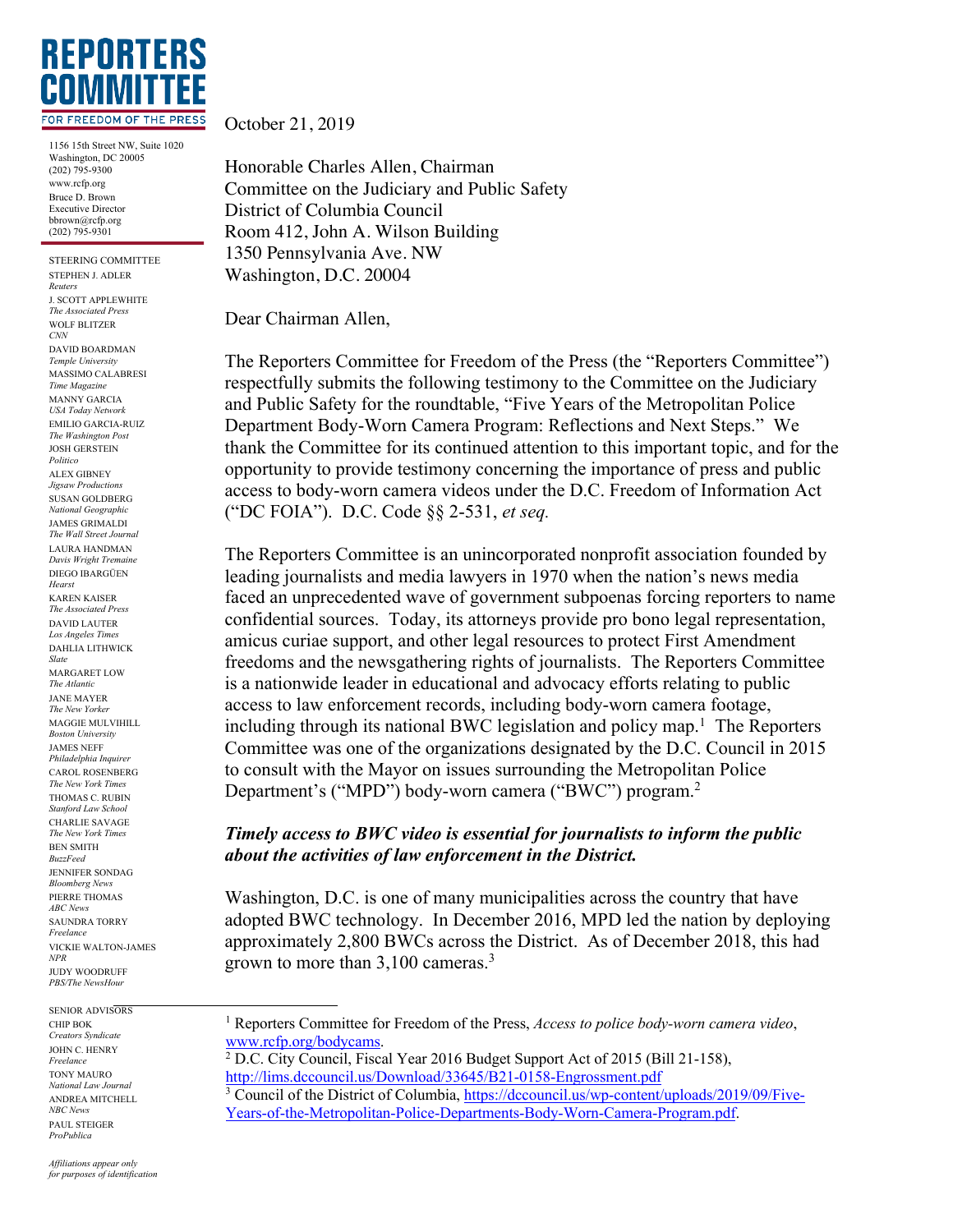# REPORTERS COMMITTEE

FOR FREEDOM OF THE PRESS

1156 15th Street NW, Suite 1020
Washington, DC 20005
(202) 795-9300
www.rcfp.org
Bruce D. Brown
Executive Director
bbrown@rcfp.org
(202) 795-9301

STEERING COMMITTEE
STEPHEN J. ADLER
*Reuters*
J. SCOTT APPLEWHITE
*The Associated Press*
WOLF BLITZER
*CNN*
DAVID BOARDMAN
*Temple University*
MASSIMO CALABRESI
*Time Magazine*
MANNY GARCIA
*USA Today Network*
EMILIO GARCIA-RUIZ
*The Washington Post*
JOSH GERSTEIN
*Politico*
ALEX GIBNEY
*Jigsaw Productions*
SUSAN GOLDBERG
*National Geographic*
JAMES GRIMALDI
*The Wall Street Journal*
LAURA HANDMAN
*Davis Wright Tremaine*
DIEGO IBARGÜEN
*Hearst*
KAREN KAISER
*The Associated Press*
DAVID LAUTER
*Los Angeles Times*
DAHLIA LITHWICK
*Slate*
MARGARET LOW
*The Atlantic*
JANE MAYER
*The New Yorker*
MAGGIE MULVIHILL
*Boston University*
JAMES NEFF
*Philadelphia Inquirer*
CAROL ROSENBERG
*The New York Times*
THOMAS C. RUBIN
*Stanford Law School*
CHARLIE SAVAGE
*The New York Times*
BEN SMITH
*BuzzFeed*
JENNIFER SONDAG
*Bloomberg News*
PIERRE THOMAS
*ABC News*
SAUNDRA TORRY
*Freelance*
VICKIE WALTON-JAMES
*NPR*
JUDY WOODRUFF
*PBS/The NewsHour*

SENIOR ADVISORS
CHIP BOK
*Creators Syndicate*
JOHN C. HENRY
*Freelance*
TONY MAURO
*National Law Journal*
ANDREA MITCHELL
*NBC News*
PAUL STEIGER
*ProPublica*

*Affiliations appear only for purposes of identification*

October 21, 2019

Honorable Charles Allen, Chairman
Committee on the Judiciary and Public Safety
District of Columbia Council
Room 412, John A. Wilson Building
1350 Pennsylvania Ave. NW
Washington, D.C. 20004

Dear Chairman Allen,

The Reporters Committee for Freedom of the Press (the "Reporters Committee") respectfully submits the following testimony to the Committee on the Judiciary and Public Safety for the roundtable, "Five Years of the Metropolitan Police Department Body-Worn Camera Program: Reflections and Next Steps." We thank the Committee for its continued attention to this important topic, and for the opportunity to provide testimony concerning the importance of press and public access to body-worn camera videos under the D.C. Freedom of Information Act ("DC FOIA"). D.C. Code §§ 2-531, *et seq.*

The Reporters Committee is an unincorporated nonprofit association founded by leading journalists and media lawyers in 1970 when the nation's news media faced an unprecedented wave of government subpoenas forcing reporters to name confidential sources. Today, its attorneys provide pro bono legal representation, amicus curiae support, and other legal resources to protect First Amendment freedoms and the newsgathering rights of journalists. The Reporters Committee is a nationwide leader in educational and advocacy efforts relating to public access to law enforcement records, including body-worn camera footage, including through its national BWC legislation and policy map.[1] The Reporters Committee was one of the organizations designated by the D.C. Council in 2015 to consult with the Mayor on issues surrounding the Metropolitan Police Department's ("MPD") body-worn camera ("BWC") program.[2]

***Timely access to BWC video is essential for journalists to inform the public about the activities of law enforcement in the District.***

Washington, D.C. is one of many municipalities across the country that have adopted BWC technology. In December 2016, MPD led the nation by deploying approximately 2,800 BWCs across the District. As of December 2018, this had grown to more than 3,100 cameras.[3]

[1] Reporters Committee for Freedom of the Press, *Access to police body-worn camera video*, www.rcfp.org/bodycams.

[2] D.C. City Council, Fiscal Year 2016 Budget Support Act of 2015 (Bill 21-158), http://lims.dccouncil.us/Download/33645/B21-0158-Engrossment.pdf

[3] Council of the District of Columbia, https://dccouncil.us/wp-content/uploads/2019/09/Five-Years-of-the-Metropolitan-Police-Departments-Body-Worn-Camera-Program.pdf.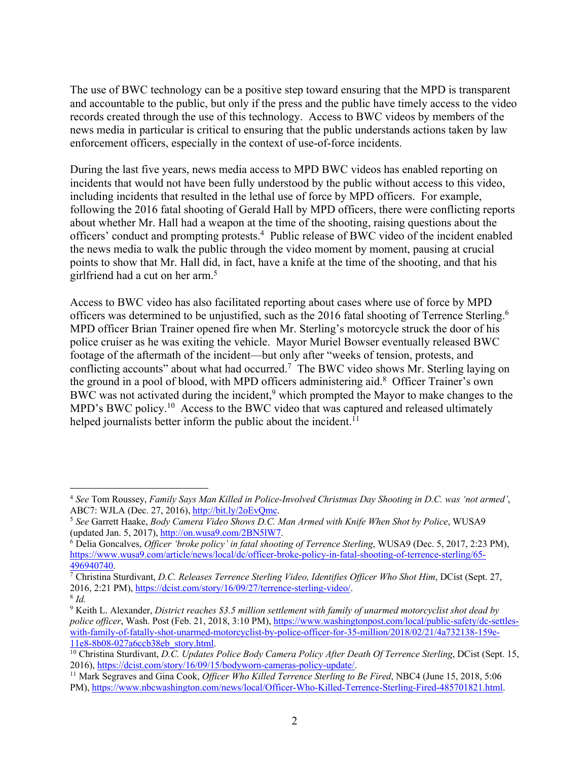The use of BWC technology can be a positive step toward ensuring that the MPD is transparent and accountable to the public, but only if the press and the public have timely access to the video records created through the use of this technology. Access to BWC videos by members of the news media in particular is critical to ensuring that the public understands actions taken by law enforcement officers, especially in the context of use-of-force incidents.

During the last five years, news media access to MPD BWC videos has enabled reporting on incidents that would not have been fully understood by the public without access to this video, including incidents that resulted in the lethal use of force by MPD officers. For example, following the 2016 fatal shooting of Gerald Hall by MPD officers, there were conflicting reports about whether Mr. Hall had a weapon at the time of the shooting, raising questions about the officers' conduct and prompting protests.[4] Public release of BWC video of the incident enabled the news media to walk the public through the video moment by moment, pausing at crucial points to show that Mr. Hall did, in fact, have a knife at the time of the shooting, and that his girlfriend had a cut on her arm.[5]

Access to BWC video has also facilitated reporting about cases where use of force by MPD officers was determined to be unjustified, such as the 2016 fatal shooting of Terrence Sterling.[6] MPD officer Brian Trainer opened fire when Mr. Sterling's motorcycle struck the door of his police cruiser as he was exiting the vehicle. Mayor Muriel Bowser eventually released BWC footage of the aftermath of the incident—but only after "weeks of tension, protests, and conflicting accounts" about what had occurred.[7] The BWC video shows Mr. Sterling laying on the ground in a pool of blood, with MPD officers administering aid.[8] Officer Trainer's own BWC was not activated during the incident,[9] which prompted the Mayor to make changes to the MPD's BWC policy.[10] Access to the BWC video that was captured and released ultimately helped journalists better inform the public about the incident.[11]

---

[4] *See* Tom Roussey, *Family Says Man Killed in Police-Involved Christmas Day Shooting in D.C. was 'not armed'*, ABC7: WJLA (Dec. 27, 2016), http://bit.ly/2oEvQmc.

[5] *See* Garrett Haake, *Body Camera Video Shows D.C. Man Armed with Knife When Shot by Police*, WUSA9 (updated Jan. 5, 2017), http://on.wusa9.com/2BN5lW7.

[6] Delia Goncalves, *Officer 'broke policy' in fatal shooting of Terrence Sterling*, WUSA9 (Dec. 5, 2017, 2:23 PM), https://www.wusa9.com/article/news/local/dc/officer-broke-policy-in-fatal-shooting-of-terrence-sterling/65-496940740.

[7] Christina Sturdivant, *D.C. Releases Terrence Sterling Video, Identifies Officer Who Shot Him*, DCist (Sept. 27, 2016, 2:21 PM), https://dcist.com/story/16/09/27/terrence-sterling-video/.

[8] *Id.*

[9] Keith L. Alexander, *District reaches $3.5 million settlement with family of unarmed motorcyclist shot dead by police officer*, Wash. Post (Feb. 21, 2018, 3:10 PM), https://www.washingtonpost.com/local/public-safety/dc-settles-with-family-of-fatally-shot-unarmed-motorcyclist-by-police-officer-for-35-million/2018/02/21/4a732138-159e-11e8-8b08-027a6ccb38eb_story.html.

[10] Christina Sturdivant, *D.C. Updates Police Body Camera Policy After Death Of Terrence Sterling*, DCist (Sept. 15, 2016), https://dcist.com/story/16/09/15/bodyworn-cameras-policy-update/.

[11] Mark Segraves and Gina Cook, *Officer Who Killed Terrence Sterling to Be Fired*, NBC4 (June 15, 2018, 5:06 PM), https://www.nbcwashington.com/news/local/Officer-Who-Killed-Terrence-Sterling-Fired-485701821.html.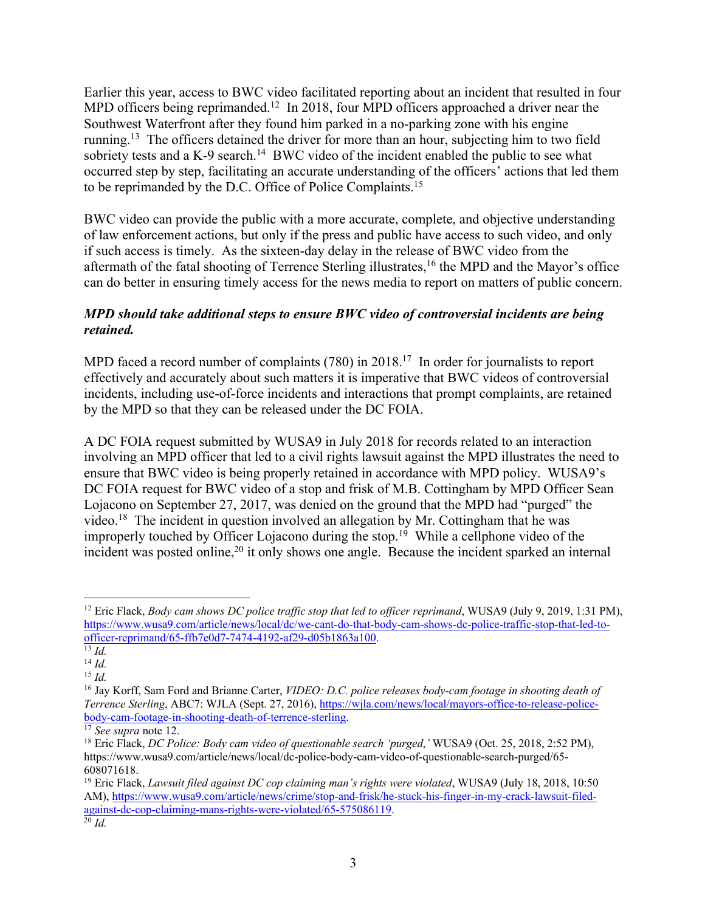Earlier this year, access to BWC video facilitated reporting about an incident that resulted in four MPD officers being reprimanded.[12] In 2018, four MPD officers approached a driver near the Southwest Waterfront after they found him parked in a no-parking zone with his engine running.[13] The officers detained the driver for more than an hour, subjecting him to two field sobriety tests and a K-9 search.[14] BWC video of the incident enabled the public to see what occurred step by step, facilitating an accurate understanding of the officers' actions that led them to be reprimanded by the D.C. Office of Police Complaints.[15]

BWC video can provide the public with a more accurate, complete, and objective understanding of law enforcement actions, but only if the press and public have access to such video, and only if such access is timely. As the sixteen-day delay in the release of BWC video from the aftermath of the fatal shooting of Terrence Sterling illustrates,[16] the MPD and the Mayor's office can do better in ensuring timely access for the news media to report on matters of public concern.

***MPD should take additional steps to ensure BWC video of controversial incidents are being retained.***

MPD faced a record number of complaints (780) in 2018.[17] In order for journalists to report effectively and accurately about such matters it is imperative that BWC videos of controversial incidents, including use-of-force incidents and interactions that prompt complaints, are retained by the MPD so that they can be released under the DC FOIA.

A DC FOIA request submitted by WUSA9 in July 2018 for records related to an interaction involving an MPD officer that led to a civil rights lawsuit against the MPD illustrates the need to ensure that BWC video is being properly retained in accordance with MPD policy. WUSA9's DC FOIA request for BWC video of a stop and frisk of M.B. Cottingham by MPD Officer Sean Lojacono on September 27, 2017, was denied on the ground that the MPD had "purged" the video.[18] The incident in question involved an allegation by Mr. Cottingham that he was improperly touched by Officer Lojacono during the stop.[19] While a cellphone video of the incident was posted online,[20] it only shows one angle. Because the incident sparked an internal

---

[12] Eric Flack, *Body cam shows DC police traffic stop that led to officer reprimand*, WUSA9 (July 9, 2019, 1:31 PM), https://www.wusa9.com/article/news/local/dc/we-cant-do-that-body-cam-shows-dc-police-traffic-stop-that-led-to-officer-reprimand/65-ffb7e0d7-7474-4192-af29-d05b1863a100.

[13] *Id.*

[14] *Id.*

[15] *Id.*

[16] Jay Korff, Sam Ford and Brianne Carter, *VIDEO: D.C. police releases body-cam footage in shooting death of Terrence Sterling*, ABC7: WJLA (Sept. 27, 2016), https://wjla.com/news/local/mayors-office-to-release-police-body-cam-footage-in-shooting-death-of-terrence-sterling.

[17] *See supra* note 12.

[18] Eric Flack, *DC Police: Body cam video of questionable search 'purged,'* WUSA9 (Oct. 25, 2018, 2:52 PM), https://www.wusa9.com/article/news/local/dc-police-body-cam-video-of-questionable-search-purged/65-608071618.

[19] Eric Flack, *Lawsuit filed against DC cop claiming man's rights were violated*, WUSA9 (July 18, 2018, 10:50 AM), https://www.wusa9.com/article/news/crime/stop-and-frisk/he-stuck-his-finger-in-my-crack-lawsuit-filed-against-dc-cop-claiming-mans-rights-were-violated/65-575086119.

[20] *Id.*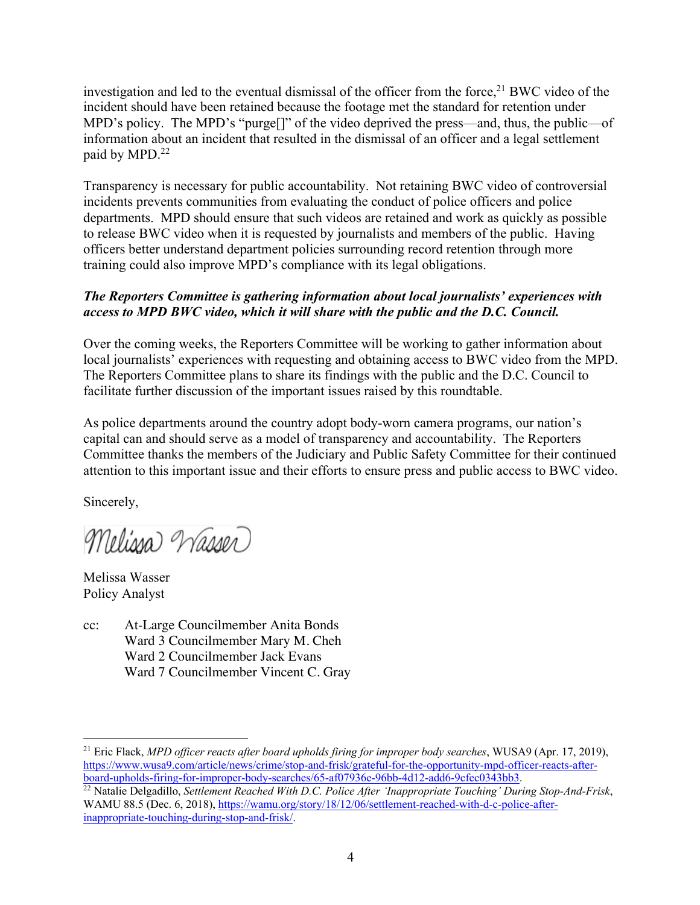investigation and led to the eventual dismissal of the officer from the force,[21] BWC video of the incident should have been retained because the footage met the standard for retention under MPD's policy. The MPD's "purge[]" of the video deprived the press—and, thus, the public—of information about an incident that resulted in the dismissal of an officer and a legal settlement paid by MPD.[22]

Transparency is necessary for public accountability. Not retaining BWC video of controversial incidents prevents communities from evaluating the conduct of police officers and police departments. MPD should ensure that such videos are retained and work as quickly as possible to release BWC video when it is requested by journalists and members of the public. Having officers better understand department policies surrounding record retention through more training could also improve MPD's compliance with its legal obligations.

***The Reporters Committee is gathering information about local journalists' experiences with access to MPD BWC video, which it will share with the public and the D.C. Council.***

Over the coming weeks, the Reporters Committee will be working to gather information about local journalists' experiences with requesting and obtaining access to BWC video from the MPD. The Reporters Committee plans to share its findings with the public and the D.C. Council to facilitate further discussion of the important issues raised by this roundtable.

As police departments around the country adopt body-worn camera programs, our nation's capital can and should serve as a model of transparency and accountability. The Reporters Committee thanks the members of the Judiciary and Public Safety Committee for their continued attention to this important issue and their efforts to ensure press and public access to BWC video.

Sincerely,

Melissa Wasser

Melissa Wasser
Policy Analyst

cc: At-Large Councilmember Anita Bonds
Ward 3 Councilmember Mary M. Cheh
Ward 2 Councilmember Jack Evans
Ward 7 Councilmember Vincent C. Gray

---

[21] Eric Flack, *MPD officer reacts after board upholds firing for improper body searches*, WUSA9 (Apr. 17, 2019), https://www.wusa9.com/article/news/crime/stop-and-frisk/grateful-for-the-opportunity-mpd-officer-reacts-after-board-upholds-firing-for-improper-body-searches/65-af07936e-96bb-4d12-add6-9cfec0343bb3.

[22] Natalie Delgadillo, *Settlement Reached With D.C. Police After 'Inappropriate Touching' During Stop-And-Frisk*, WAMU 88.5 (Dec. 6, 2018), https://wamu.org/story/18/12/06/settlement-reached-with-d-c-police-after-inappropriate-touching-during-stop-and-frisk/.